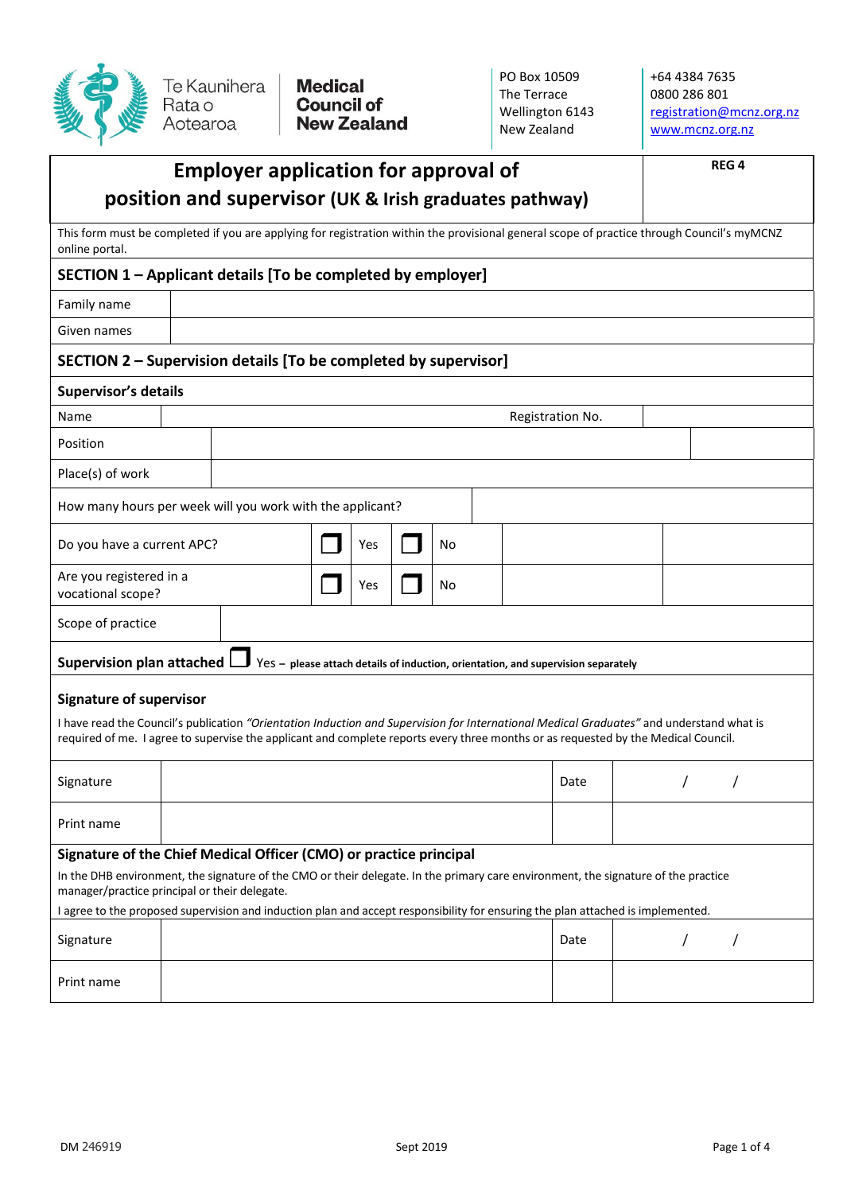Te Kaunihera Rata o Aotearoa **Medical Council of New Zealand**

PO Box 10509
The Terrace
Wellington 6143
New Zealand

+64 4384 7635
0800 286 801
registration@mcnz.org.nz
www.mcnz.org.nz

# Employer application for approval of position and supervisor (UK & Irish graduates pathway)

**REG 4**

This form must be completed if you are applying for registration within the provisional general scope of practice through Council's myMCNZ online portal.

## SECTION 1 – Applicant details [To be completed by employer]

| | |
|---|---|
| Family name | |
| Given names | |

## SECTION 2 – Supervision details [To be completed by supervisor]

### Supervisor's details

| | | | |
|---|---|---|---|
| Name | | Registration No. | |
| Position | | | |
| Place(s) of work | | | |
| How many hours per week will you work with the applicant? | | | |
| Do you have a current APC? | ☐ Yes | ☐ No | |
| Are you registered in a vocational scope? | ☐ Yes | ☐ No | |
| Scope of practice | | | |

**Supervision plan attached** ☐ Yes – **please attach details of induction, orientation, and supervision separately**

### Signature of supervisor

I have read the Council's publication *"Orientation Induction and Supervision for International Medical Graduates"* and understand what is required of me. I agree to supervise the applicant and complete reports every three months or as requested by the Medical Council.

| | | | |
|---|---|---|---|
| Signature | | Date | / / |
| Print name | | | |

### Signature of the Chief Medical Officer (CMO) or practice principal

In the DHB environment, the signature of the CMO or their delegate. In the primary care environment, the signature of the practice manager/practice principal or their delegate.

I agree to the proposed supervision and induction plan and accept responsibility for ensuring the plan attached is implemented.

| | | | |
|---|---|---|---|
| Signature | | Date | / / |
| Print name | | | |

DM 246919 Sept 2019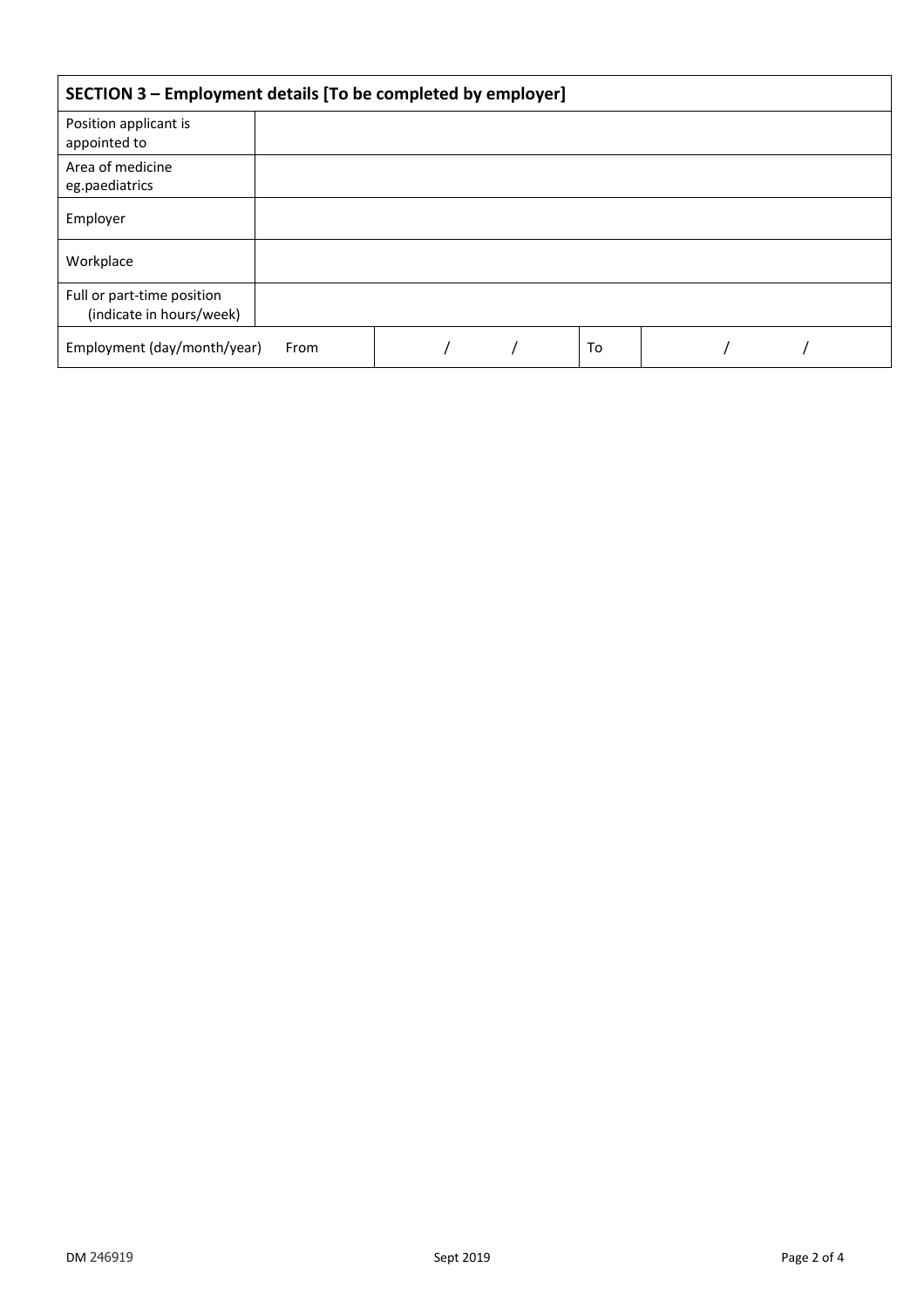## SECTION 3 – Employment details [To be completed by employer]

| | | | | |
|---|---|---|---|---|
| Position applicant is appointed to | | | | |
| Area of medicine eg.paediatrics | | | | |
| Employer | | | | |
| Workplace | | | | |
| Full or part-time position (indicate in hours/week) | | | | |
| Employment (day/month/year) | From | / / | To | / / |

DM 246919 Sept 2019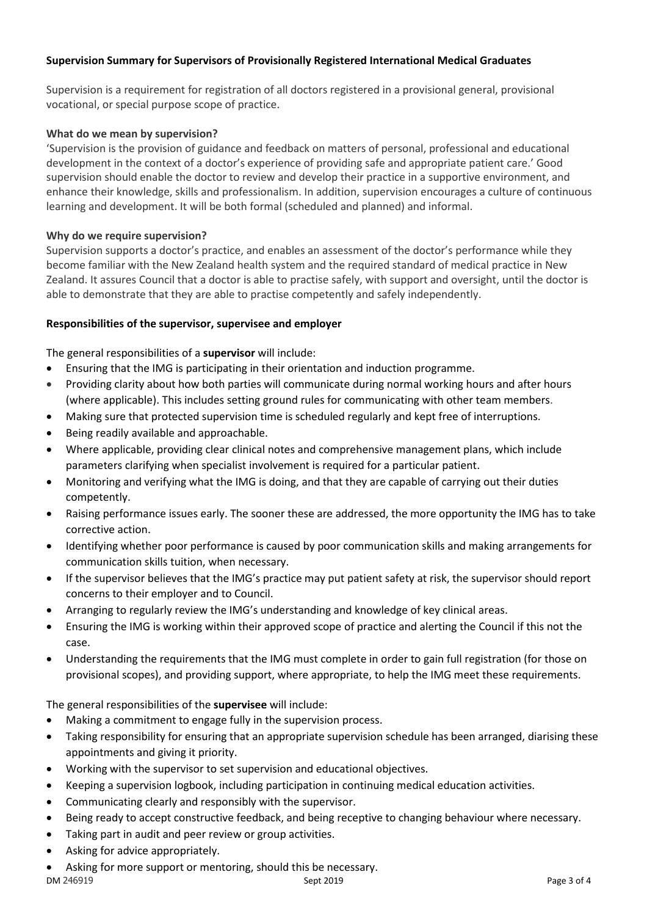## Supervision Summary for Supervisors of Provisionally Registered International Medical Graduates

Supervision is a requirement for registration of all doctors registered in a provisional general, provisional vocational, or special purpose scope of practice.

### What do we mean by supervision?

'Supervision is the provision of guidance and feedback on matters of personal, professional and educational development in the context of a doctor's experience of providing safe and appropriate patient care.' Good supervision should enable the doctor to review and develop their practice in a supportive environment, and enhance their knowledge, skills and professionalism. In addition, supervision encourages a culture of continuous learning and development. It will be both formal (scheduled and planned) and informal.

### Why do we require supervision?

Supervision supports a doctor's practice, and enables an assessment of the doctor's performance while they become familiar with the New Zealand health system and the required standard of medical practice in New Zealand. It assures Council that a doctor is able to practise safely, with support and oversight, until the doctor is able to demonstrate that they are able to practise competently and safely independently.

### Responsibilities of the supervisor, supervisee and employer

The general responsibilities of a **supervisor** will include:

- Ensuring that the IMG is participating in their orientation and induction programme.
- Providing clarity about how both parties will communicate during normal working hours and after hours (where applicable). This includes setting ground rules for communicating with other team members.
- Making sure that protected supervision time is scheduled regularly and kept free of interruptions.
- Being readily available and approachable.
- Where applicable, providing clear clinical notes and comprehensive management plans, which include parameters clarifying when specialist involvement is required for a particular patient.
- Monitoring and verifying what the IMG is doing, and that they are capable of carrying out their duties competently.
- Raising performance issues early. The sooner these are addressed, the more opportunity the IMG has to take corrective action.
- Identifying whether poor performance is caused by poor communication skills and making arrangements for communication skills tuition, when necessary.
- If the supervisor believes that the IMG's practice may put patient safety at risk, the supervisor should report concerns to their employer and to Council.
- Arranging to regularly review the IMG's understanding and knowledge of key clinical areas.
- Ensuring the IMG is working within their approved scope of practice and alerting the Council if this not the case.
- Understanding the requirements that the IMG must complete in order to gain full registration (for those on provisional scopes), and providing support, where appropriate, to help the IMG meet these requirements.

The general responsibilities of the **supervisee** will include:

- Making a commitment to engage fully in the supervision process.
- Taking responsibility for ensuring that an appropriate supervision schedule has been arranged, diarising these appointments and giving it priority.
- Working with the supervisor to set supervision and educational objectives.
- Keeping a supervision logbook, including participation in continuing medical education activities.
- Communicating clearly and responsibly with the supervisor.
- Being ready to accept constructive feedback, and being receptive to changing behaviour where necessary.
- Taking part in audit and peer review or group activities.
- Asking for advice appropriately.
- Asking for more support or mentoring, should this be necessary.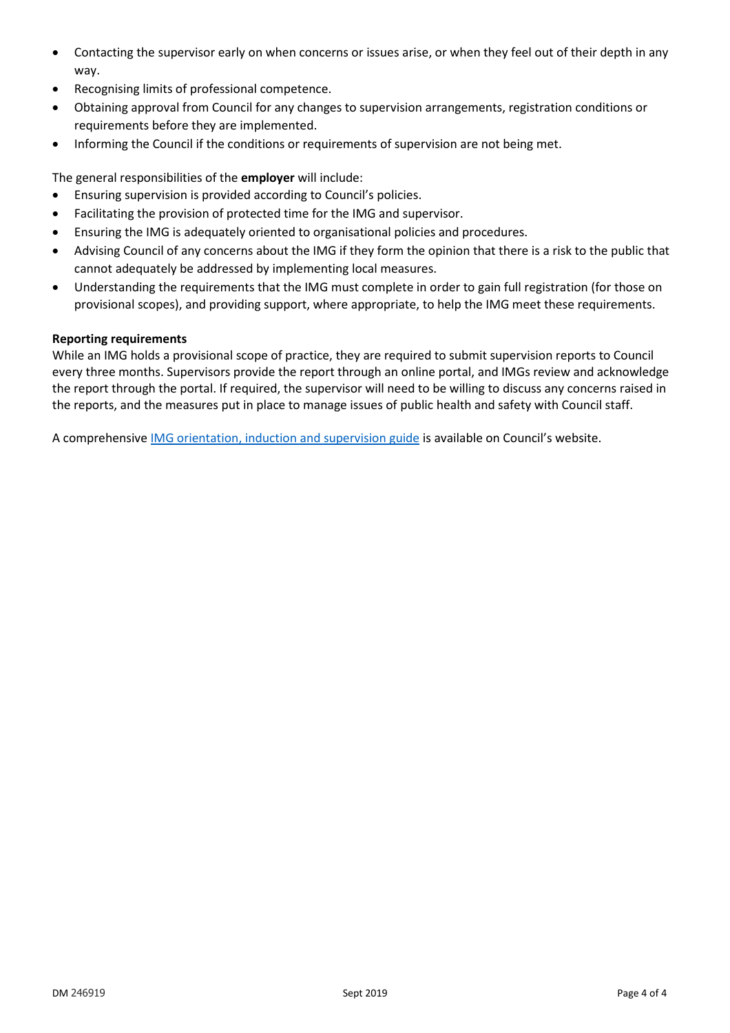- Contacting the supervisor early on when concerns or issues arise, or when they feel out of their depth in any way.
- Recognising limits of professional competence.
- Obtaining approval from Council for any changes to supervision arrangements, registration conditions or requirements before they are implemented.
- Informing the Council if the conditions or requirements of supervision are not being met.

The general responsibilities of the **employer** will include:

- Ensuring supervision is provided according to Council's policies.
- Facilitating the provision of protected time for the IMG and supervisor.
- Ensuring the IMG is adequately oriented to organisational policies and procedures.
- Advising Council of any concerns about the IMG if they form the opinion that there is a risk to the public that cannot adequately be addressed by implementing local measures.
- Understanding the requirements that the IMG must complete in order to gain full registration (for those on provisional scopes), and providing support, where appropriate, to help the IMG meet these requirements.

**Reporting requirements**

While an IMG holds a provisional scope of practice, they are required to submit supervision reports to Council every three months. Supervisors provide the report through an online portal, and IMGs review and acknowledge the report through the portal. If required, the supervisor will need to be willing to discuss any concerns raised in the reports, and the measures put in place to manage issues of public health and safety with Council staff.

A comprehensive IMG orientation, induction and supervision guide is available on Council's website.